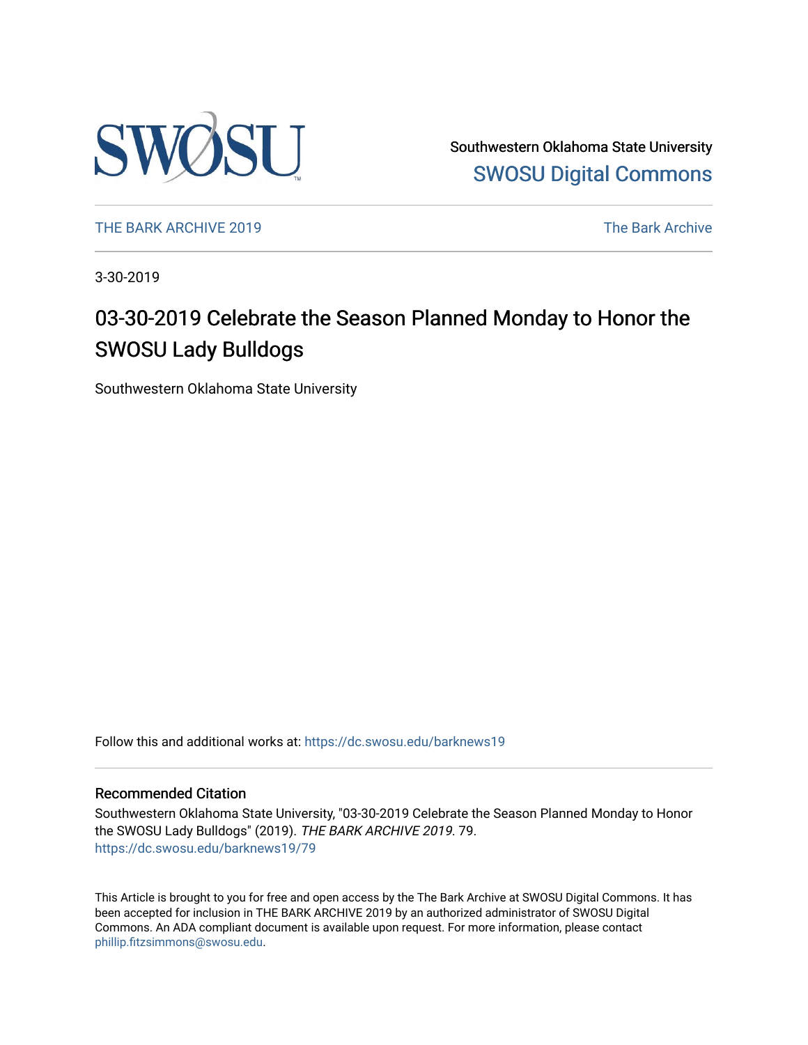Southwestern Oklahoma State University
SWOSU Digital Commons

THE BARK ARCHIVE 2019 | The Bark Archive

3-30-2019

# 03-30-2019 Celebrate the Season Planned Monday to Honor the SWOSU Lady Bulldogs

Southwestern Oklahoma State University

Follow this and additional works at: https://dc.swosu.edu/barknews19

### Recommended Citation

Southwestern Oklahoma State University, "03-30-2019 Celebrate the Season Planned Monday to Honor the SWOSU Lady Bulldogs" (2019). *THE BARK ARCHIVE 2019*. 79.
https://dc.swosu.edu/barknews19/79

This Article is brought to you for free and open access by the The Bark Archive at SWOSU Digital Commons. It has been accepted for inclusion in THE BARK ARCHIVE 2019 by an authorized administrator of SWOSU Digital Commons. An ADA compliant document is available upon request. For more information, please contact phillip.fitzsimmons@swosu.edu.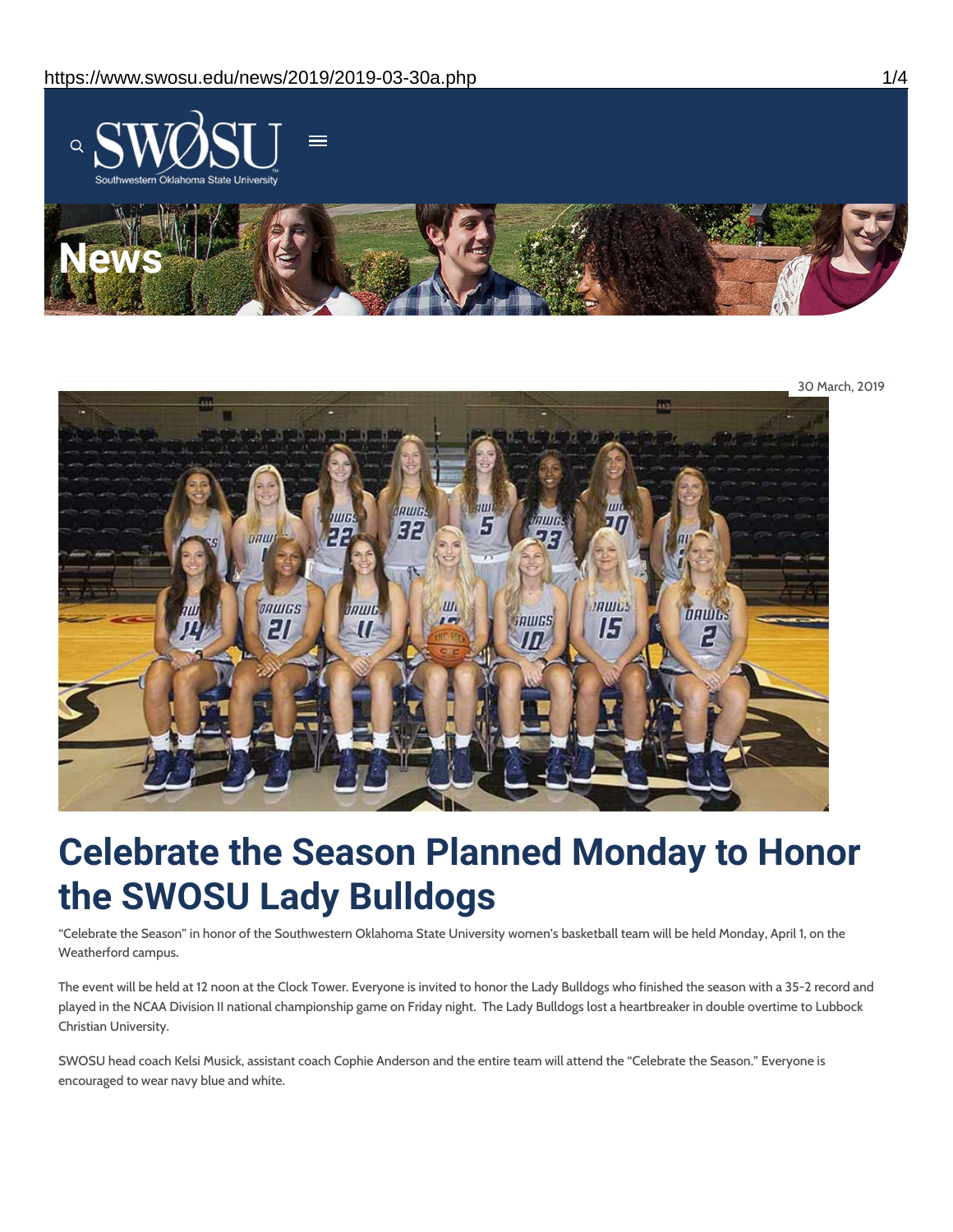30 March, 2019

# Celebrate the Season Planned Monday to Honor the SWOSU Lady Bulldogs

"Celebrate the Season" in honor of the Southwestern Oklahoma State University women's basketball team will be held Monday, April 1, on the Weatherford campus.

The event will be held at 12 noon at the Clock Tower. Everyone is invited to honor the Lady Bulldogs who finished the season with a 35-2 record and played in the NCAA Division II national championship game on Friday night. The Lady Bulldogs lost a heartbreaker in double overtime to Lubbock Christian University.

SWOSU head coach Kelsi Musick, assistant coach Cophie Anderson and the entire team will attend the "Celebrate the Season." Everyone is encouraged to wear navy blue and white.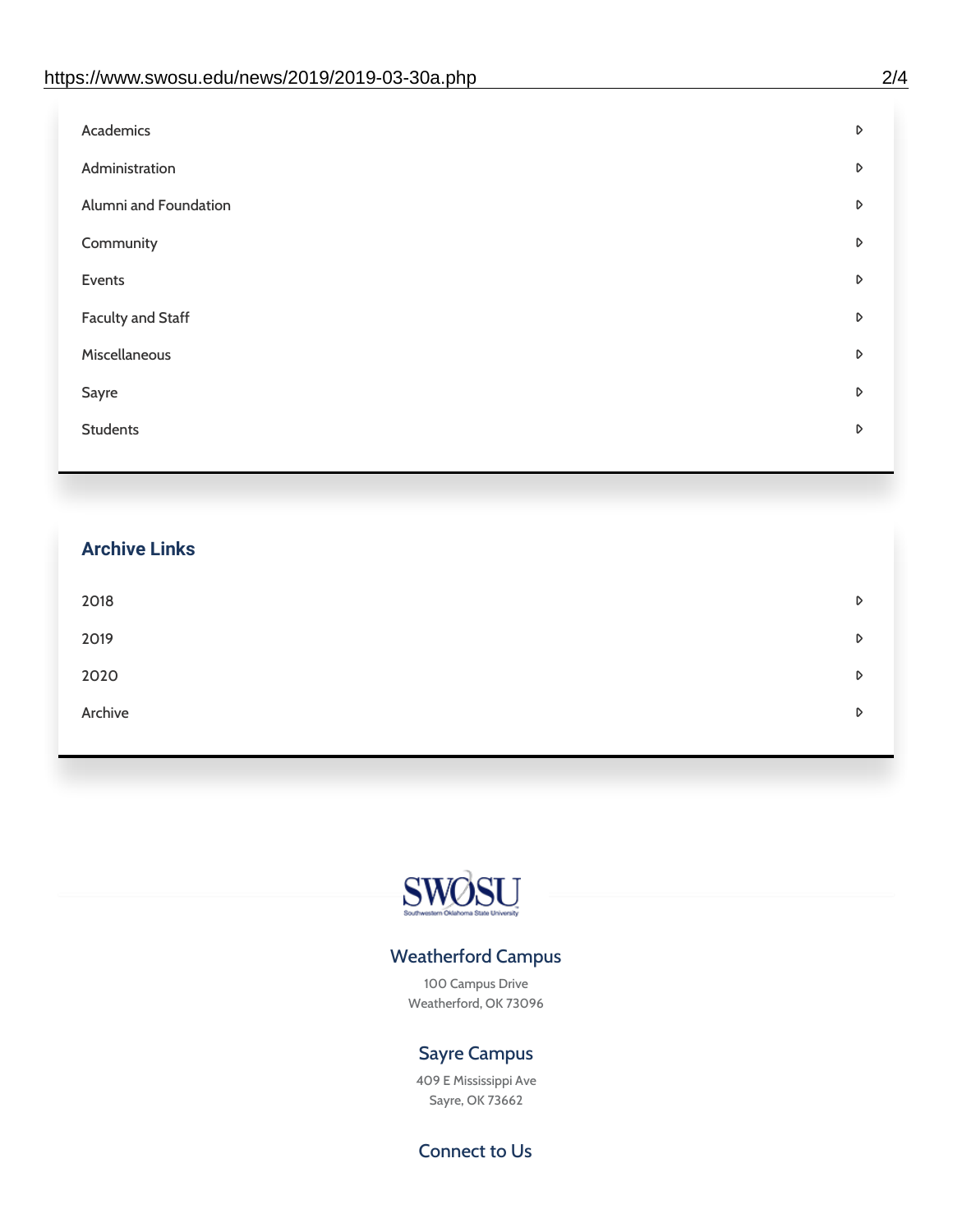- Academics
- Administration
- Alumni and Foundation
- Community
- Events
- Faculty and Staff
- Miscellaneous
- Sayre
- Students

## Archive Links

- 2018
- 2019
- 2020
- Archive

SWOSU
Southwestern Oklahoma State University

### Weatherford Campus

100 Campus Drive
Weatherford, OK 73096

### Sayre Campus

409 E Mississippi Ave
Sayre, OK 73662

### Connect to Us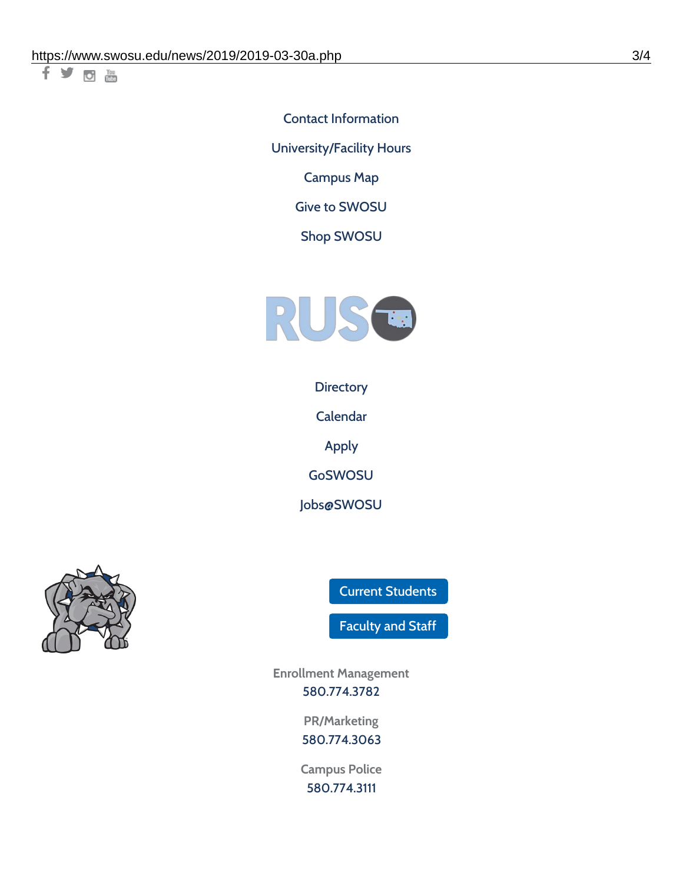Contact Information

University/Facility Hours

Campus Map

Give to SWOSU

Shop SWOSU

RUSO

Directory

Calendar

Apply

GoSWOSU

Jobs@SWOSU

Current Students

Faculty and Staff

Enrollment Management
580.774.3782

PR/Marketing
580.774.3063

Campus Police
580.774.3111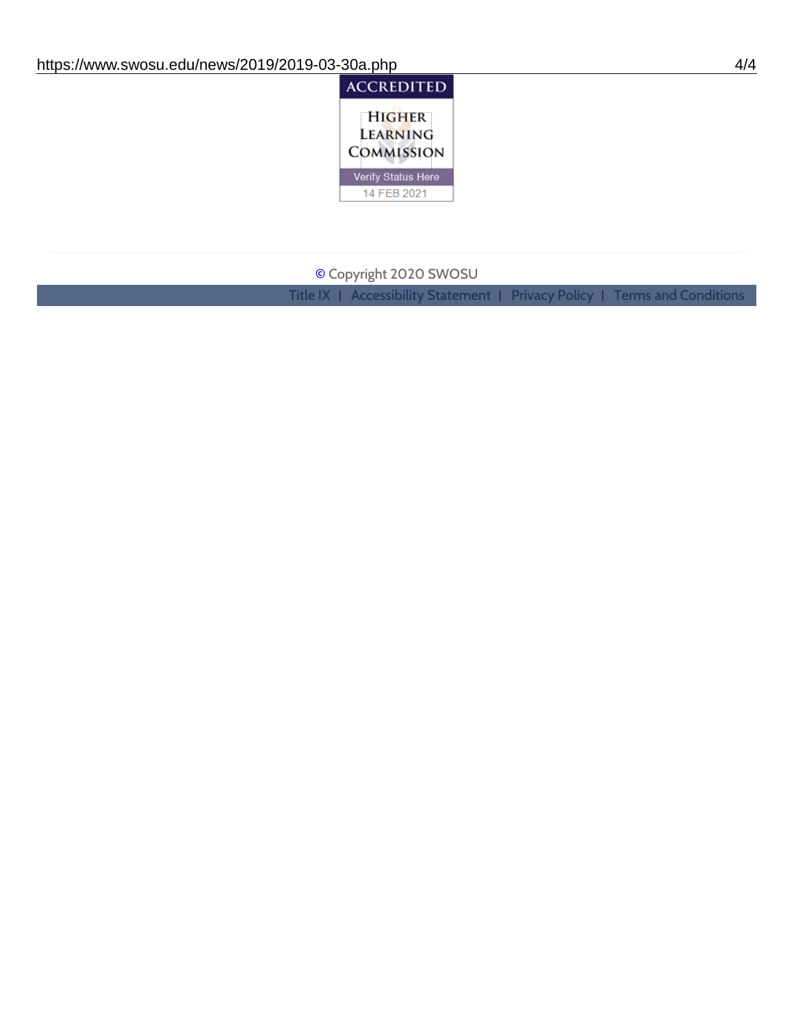ACCREDITED

HIGHER LEARNING COMMISSION

Verify Status Here

14 FEB 2021

© Copyright 2020 SWOSU

Title IX | Accessibility Statement | Privacy Policy | Terms and Conditions